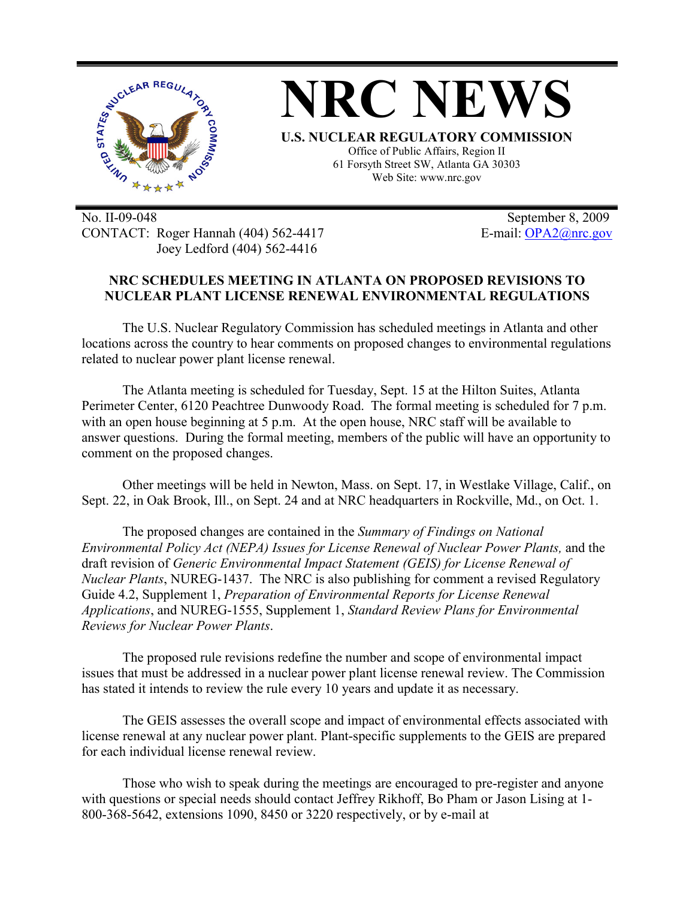# NRC NEWS

**U.S. NUCLEAR REGULATORY COMMISSION**

Office of Public Affairs, Region II
61 Forsyth Street SW, Atlanta GA 30303
Web Site: www.nrc.gov

No. II-09-048
CONTACT: Roger Hannah (404) 562-4417
Joey Ledford (404) 562-4416

September 8, 2009
E-mail: OPA2@nrc.gov

## NRC SCHEDULES MEETING IN ATLANTA ON PROPOSED REVISIONS TO NUCLEAR PLANT LICENSE RENEWAL ENVIRONMENTAL REGULATIONS

The U.S. Nuclear Regulatory Commission has scheduled meetings in Atlanta and other locations across the country to hear comments on proposed changes to environmental regulations related to nuclear power plant license renewal.

The Atlanta meeting is scheduled for Tuesday, Sept. 15 at the Hilton Suites, Atlanta Perimeter Center, 6120 Peachtree Dunwoody Road. The formal meeting is scheduled for 7 p.m. with an open house beginning at 5 p.m. At the open house, NRC staff will be available to answer questions. During the formal meeting, members of the public will have an opportunity to comment on the proposed changes.

Other meetings will be held in Newton, Mass. on Sept. 17, in Westlake Village, Calif., on Sept. 22, in Oak Brook, Ill., on Sept. 24 and at NRC headquarters in Rockville, Md., on Oct. 1.

The proposed changes are contained in the *Summary of Findings on National Environmental Policy Act (NEPA) Issues for License Renewal of Nuclear Power Plants,* and the draft revision of *Generic Environmental Impact Statement (GEIS) for License Renewal of Nuclear Plants*, NUREG-1437. The NRC is also publishing for comment a revised Regulatory Guide 4.2, Supplement 1, *Preparation of Environmental Reports for License Renewal Applications*, and NUREG-1555, Supplement 1, *Standard Review Plans for Environmental Reviews for Nuclear Power Plants*.

The proposed rule revisions redefine the number and scope of environmental impact issues that must be addressed in a nuclear power plant license renewal review. The Commission has stated it intends to review the rule every 10 years and update it as necessary.

The GEIS assesses the overall scope and impact of environmental effects associated with license renewal at any nuclear power plant. Plant-specific supplements to the GEIS are prepared for each individual license renewal review.

Those who wish to speak during the meetings are encouraged to pre-register and anyone with questions or special needs should contact Jeffrey Rikhoff, Bo Pham or Jason Lising at 1-800-368-5642, extensions 1090, 8450 or 3220 respectively, or by e-mail at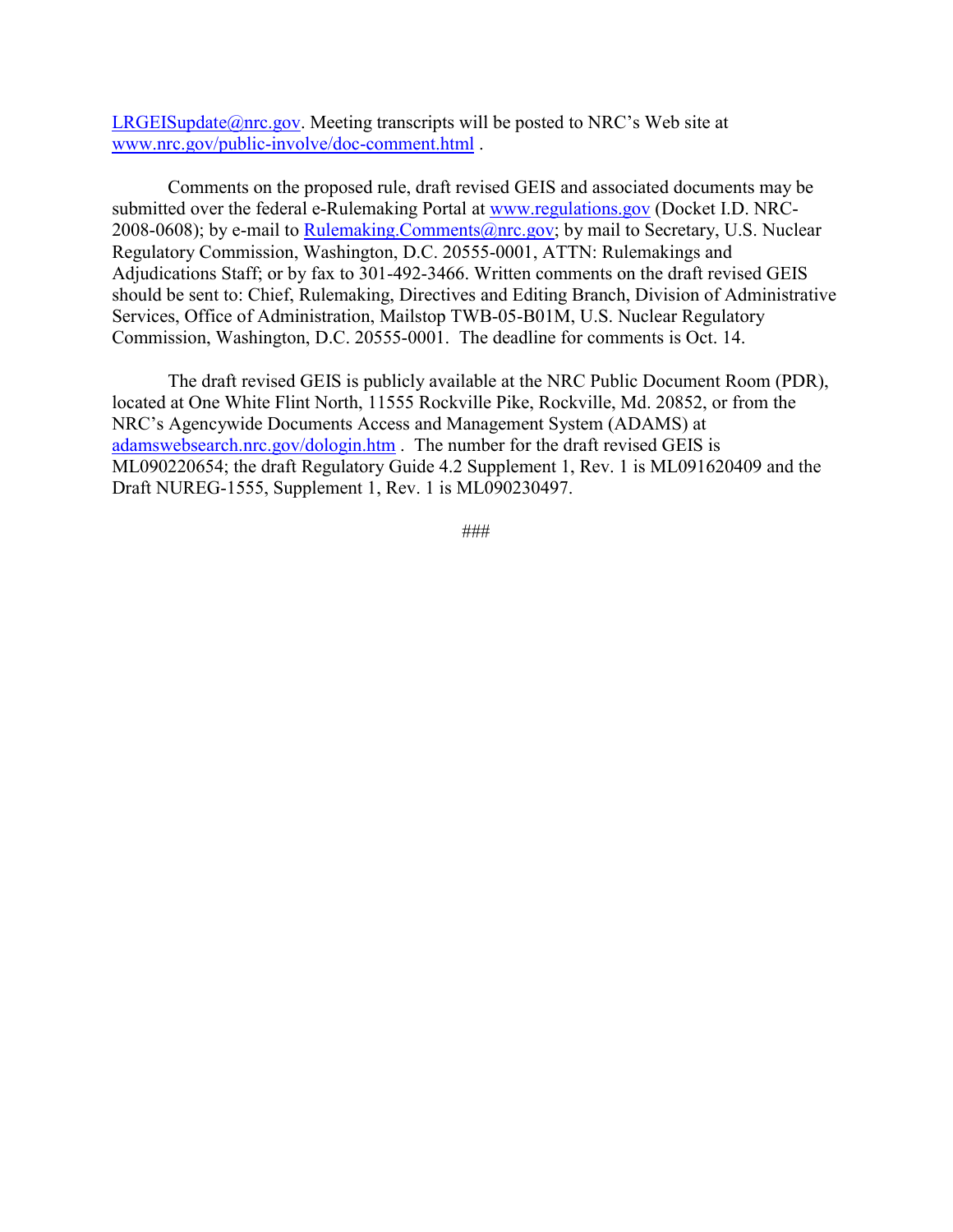LRGEISupdate@nrc.gov. Meeting transcripts will be posted to NRC's Web site at www.nrc.gov/public-involve/doc-comment.html .

Comments on the proposed rule, draft revised GEIS and associated documents may be submitted over the federal e-Rulemaking Portal at www.regulations.gov (Docket I.D. NRC-2008-0608); by e-mail to Rulemaking.Comments@nrc.gov; by mail to Secretary, U.S. Nuclear Regulatory Commission, Washington, D.C. 20555-0001, ATTN: Rulemakings and Adjudications Staff; or by fax to 301-492-3466. Written comments on the draft revised GEIS should be sent to: Chief, Rulemaking, Directives and Editing Branch, Division of Administrative Services, Office of Administration, Mailstop TWB-05-B01M, U.S. Nuclear Regulatory Commission, Washington, D.C. 20555-0001. The deadline for comments is Oct. 14.

The draft revised GEIS is publicly available at the NRC Public Document Room (PDR), located at One White Flint North, 11555 Rockville Pike, Rockville, Md. 20852, or from the NRC's Agencywide Documents Access and Management System (ADAMS) at adamswebsearch.nrc.gov/dologin.htm . The number for the draft revised GEIS is ML090220654; the draft Regulatory Guide 4.2 Supplement 1, Rev. 1 is ML091620409 and the Draft NUREG-1555, Supplement 1, Rev. 1 is ML090230497.

###